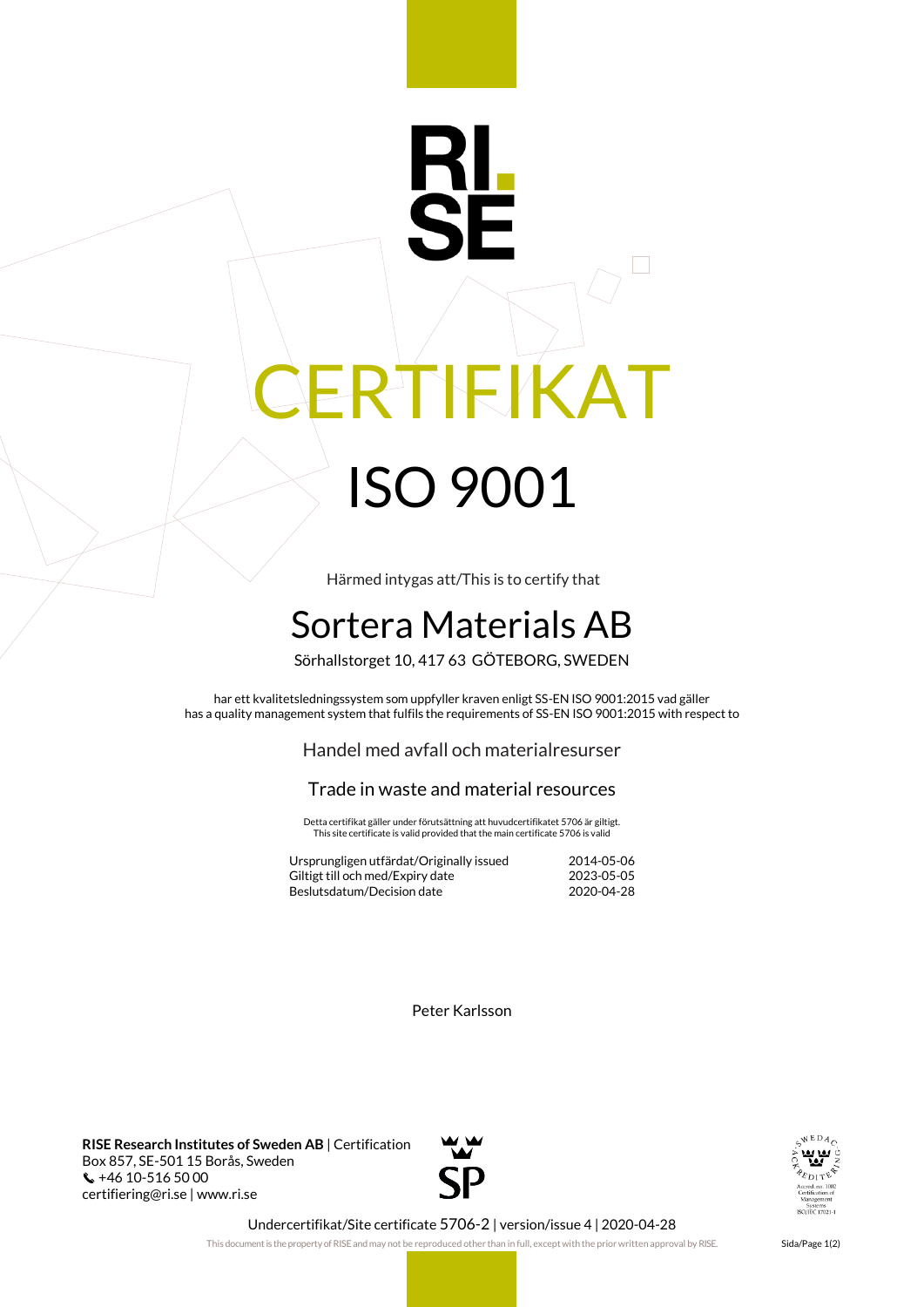RI. SE

# CERTIFIKAT

# ISO 9001

Härmed intygas att/This is to certify that

## Sortera Materials AB

Sörhallstorget 10, 417 63 GÖTEBORG, SWEDEN

har ett kvalitetsledningssystem som uppfyller kraven enligt SS-EN ISO 9001:2015 vad gäller
has a quality management system that fulfils the requirements of SS-EN ISO 9001:2015 with respect to

Handel med avfall och materialresurser

Trade in waste and material resources

Detta certifikat gäller under förutsättning att huvudcertifikatet 5706 är giltigt.
This site certificate is valid provided that the main certificate 5706 is valid

| | |
|---|---|
| Ursprungligen utfärdat/Originally issued | 2014-05-06 |
| Giltigt till och med/Expiry date | 2023-05-05 |
| Beslutsdatum/Decision date | 2020-04-28 |

Peter Karlsson

**RISE Research Institutes of Sweden AB** | Certification
Box 857, SE-501 15 Borås, Sweden
+46 10-516 50 00
certifiering@ri.se | www.ri.se

SP

SWEDAC ACKREDITERING
Ackred. nr. 1002
Certification of Management Systems
ISO/IEC 17021-1

Undercertifikat/Site certificate 5706-2 | version/issue 4 | 2020-04-28

This document is the property of RISE and may not be reproduced other than in full, except with the prior written approval by RISE.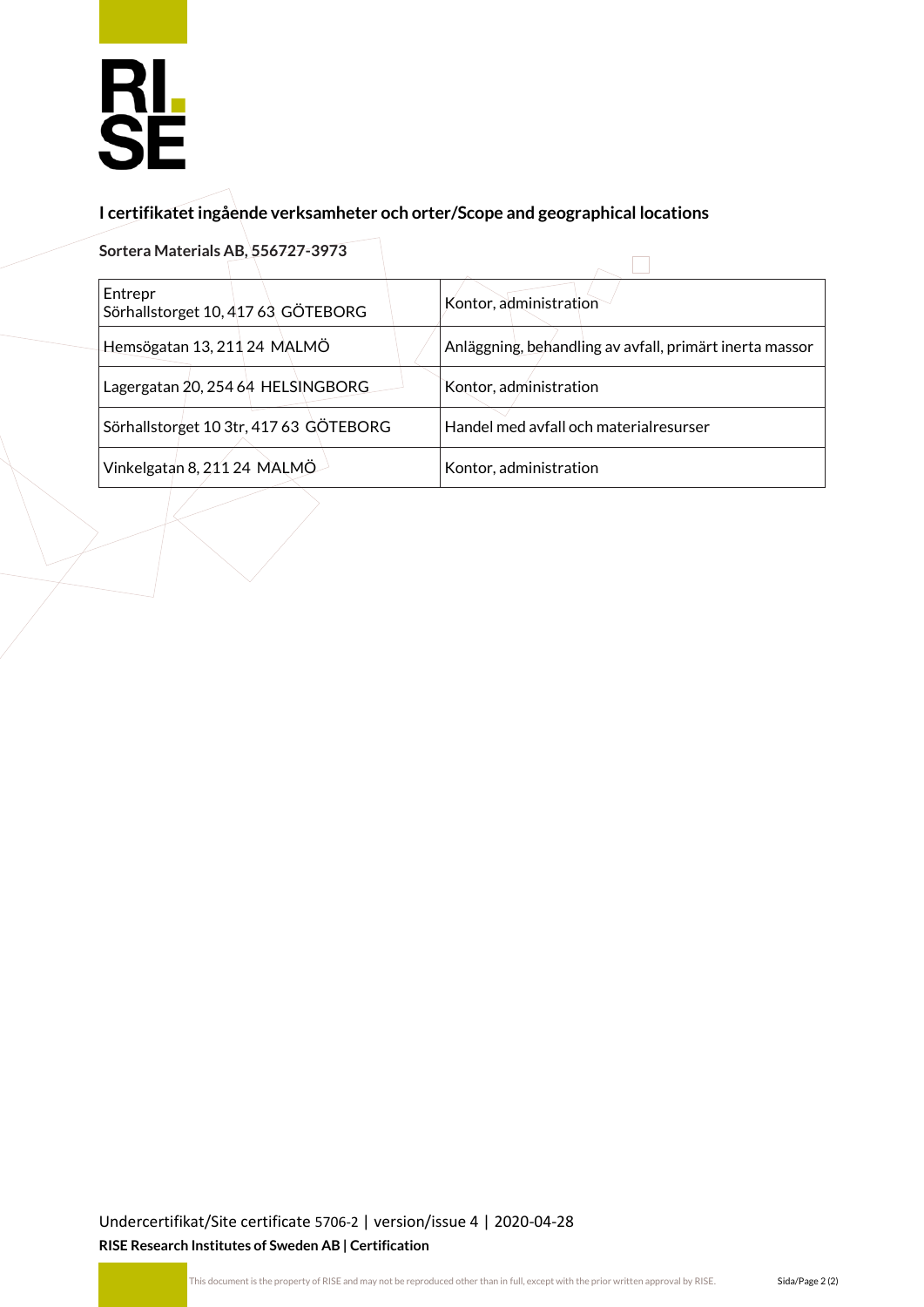## I certifikatet ingående verksamheter och orter/Scope and geographical locations

**Sortera Materials AB, 556727-3973**

| | |
|---|---|
| Entrepr<br>Sörhallstorget 10, 417 63 GÖTEBORG | Kontor, administration |
| Hemsögatan 13, 211 24 MALMÖ | Anläggning, behandling av avfall, primärt inerta massor |
| Lagergatan 20, 254 64 HELSINGBORG | Kontor, administration |
| Sörhallstorget 10 3tr, 417 63 GÖTEBORG | Handel med avfall och materialresurser |
| Vinkelgatan 8, 211 24 MALMÖ | Kontor, administration |

Undercertifikat/Site certificate 5706-2 | version/issue 4 | 2020-04-28

**RISE Research Institutes of Sweden AB | Certification**

This document is the property of RISE and may not be reproduced other than in full, except with the prior written approval by RISE.